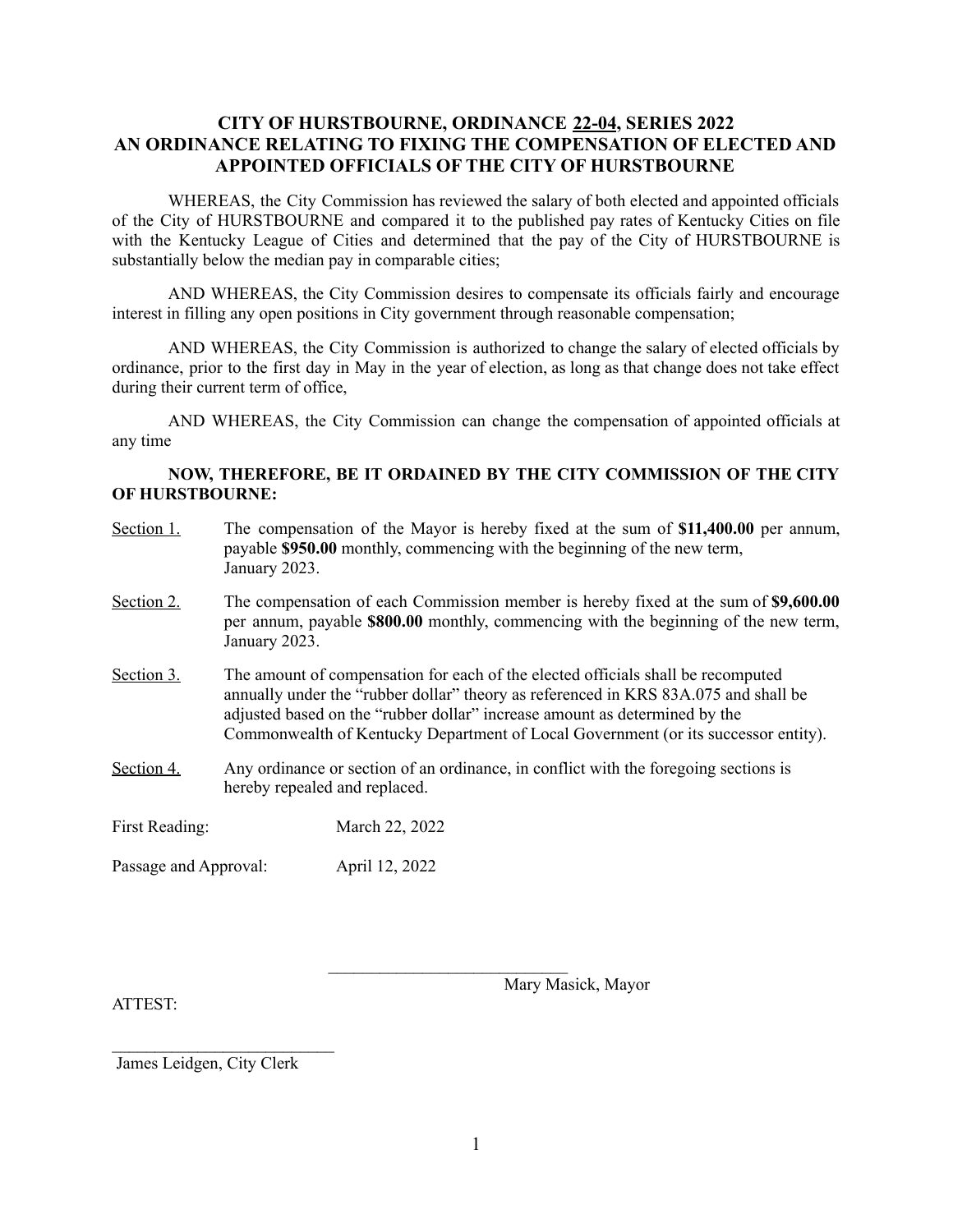# CITY OF HURSTBOURNE, ORDINANCE 22-04, SERIES 2022
# AN ORDINANCE RELATING TO FIXING THE COMPENSATION OF ELECTED AND APPOINTED OFFICIALS OF THE CITY OF HURSTBOURNE

WHEREAS, the City Commission has reviewed the salary of both elected and appointed officials of the City of HURSTBOURNE and compared it to the published pay rates of Kentucky Cities on file with the Kentucky League of Cities and determined that the pay of the City of HURSTBOURNE is substantially below the median pay in comparable cities;

AND WHEREAS, the City Commission desires to compensate its officials fairly and encourage interest in filling any open positions in City government through reasonable compensation;

AND WHEREAS, the City Commission is authorized to change the salary of elected officials by ordinance, prior to the first day in May in the year of election, as long as that change does not take effect during their current term of office,

AND WHEREAS, the City Commission can change the compensation of appointed officials at any time

**NOW, THEREFORE, BE IT ORDAINED BY THE CITY COMMISSION OF THE CITY OF HURSTBOURNE:**

Section 1. The compensation of the Mayor is hereby fixed at the sum of **$11,400.00** per annum, payable **$950.00** monthly, commencing with the beginning of the new term, January 2023.

Section 2. The compensation of each Commission member is hereby fixed at the sum of **$9,600.00** per annum, payable **$800.00** monthly, commencing with the beginning of the new term, January 2023.

Section 3. The amount of compensation for each of the elected officials shall be recomputed annually under the "rubber dollar" theory as referenced in KRS 83A.075 and shall be adjusted based on the "rubber dollar" increase amount as determined by the Commonwealth of Kentucky Department of Local Government (or its successor entity).

Section 4. Any ordinance or section of an ordinance, in conflict with the foregoing sections is hereby repealed and replaced.

First Reading: March 22, 2022

Passage and Approval: April 12, 2022

\_\_\_\_\_\_\_\_\_\_\_\_\_\_\_\_\_\_\_\_\_\_\_\_\_\_\_\_
Mary Masick, Mayor

ATTEST:

\_\_\_\_\_\_\_\_\_\_\_\_\_\_\_\_\_\_\_\_\_\_\_\_\_\_\_\_
James Leidgen, City Clerk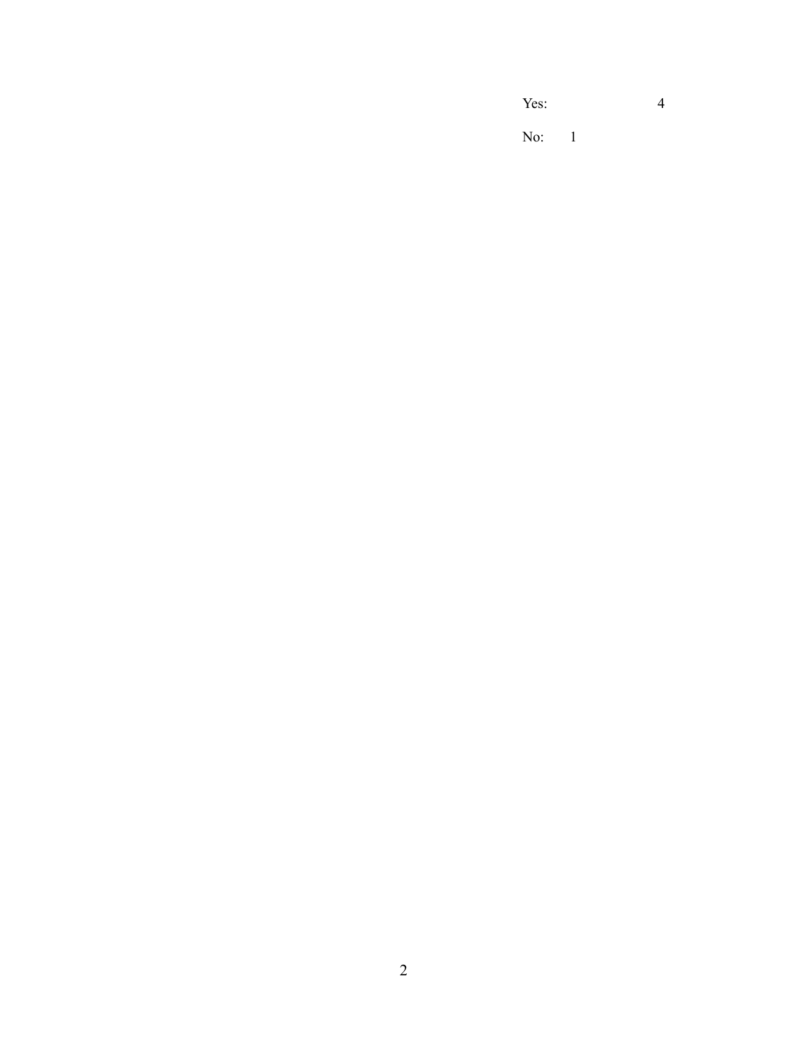Yes: 4

No: 1